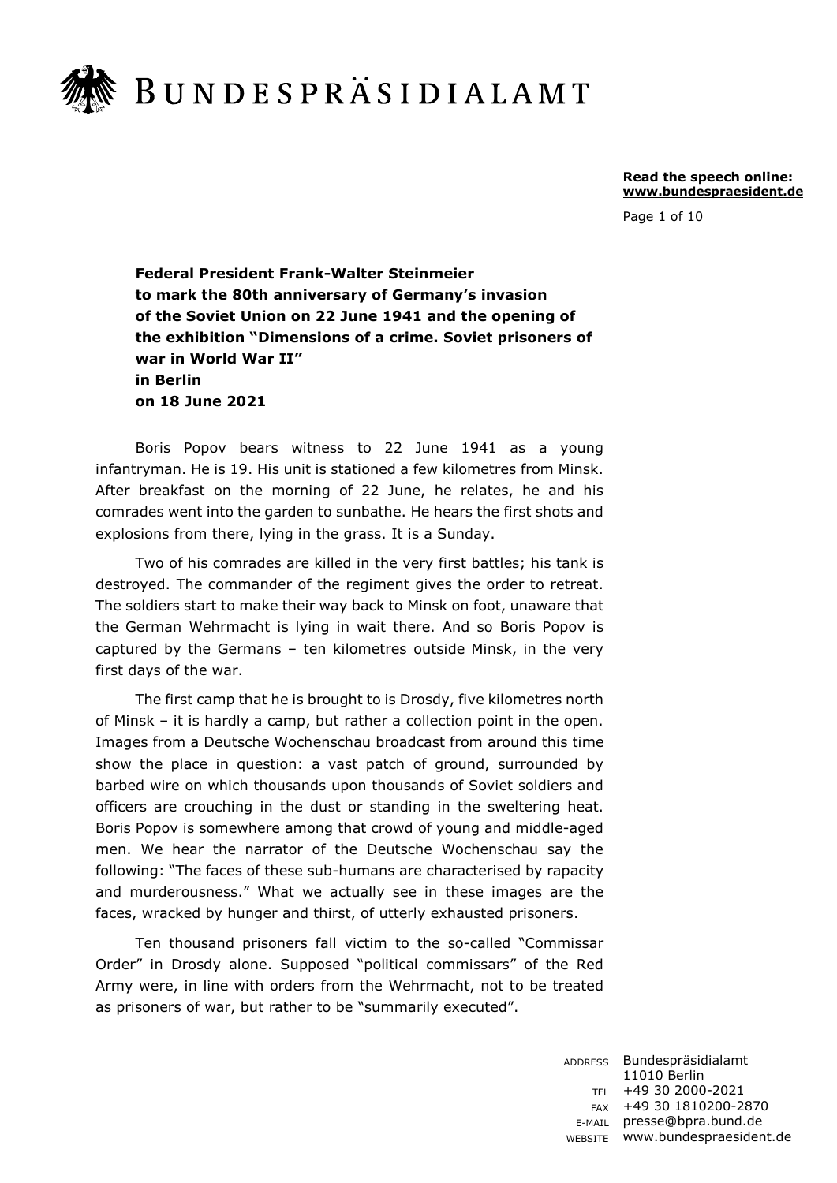**Federal President Frank-Walter Steinmeier to mark the 80th anniversary of Germany's invasion of the Soviet Union on 22 June 1941 and the opening of the exhibition "Dimensions of a crime. Soviet prisoners of war in World War II" in Berlin on 18 June 2021**

Boris Popov bears witness to 22 June 1941 as a young infantryman. He is 19. His unit is stationed a few kilometres from Minsk. After breakfast on the morning of 22 June, he relates, he and his comrades went into the garden to sunbathe. He hears the first shots and explosions from there, lying in the grass. It is a Sunday.

Two of his comrades are killed in the very first battles; his tank is destroyed. The commander of the regiment gives the order to retreat. The soldiers start to make their way back to Minsk on foot, unaware that the German Wehrmacht is lying in wait there. And so Boris Popov is captured by the Germans – ten kilometres outside Minsk, in the very first days of the war.

The first camp that he is brought to is Drosdy, five kilometres north of Minsk – it is hardly a camp, but rather a collection point in the open. Images from a Deutsche Wochenschau broadcast from around this time show the place in question: a vast patch of ground, surrounded by barbed wire on which thousands upon thousands of Soviet soldiers and officers are crouching in the dust or standing in the sweltering heat. Boris Popov is somewhere among that crowd of young and middle-aged men. We hear the narrator of the Deutsche Wochenschau say the following: "The faces of these sub-humans are characterised by rapacity and murderousness." What we actually see in these images are the faces, wracked by hunger and thirst, of utterly exhausted prisoners.

Ten thousand prisoners fall victim to the so-called "Commissar Order" in Drosdy alone. Supposed "political commissars" of the Red Army were, in line with orders from the Wehrmacht, not to be treated as prisoners of war, but rather to be "summarily executed".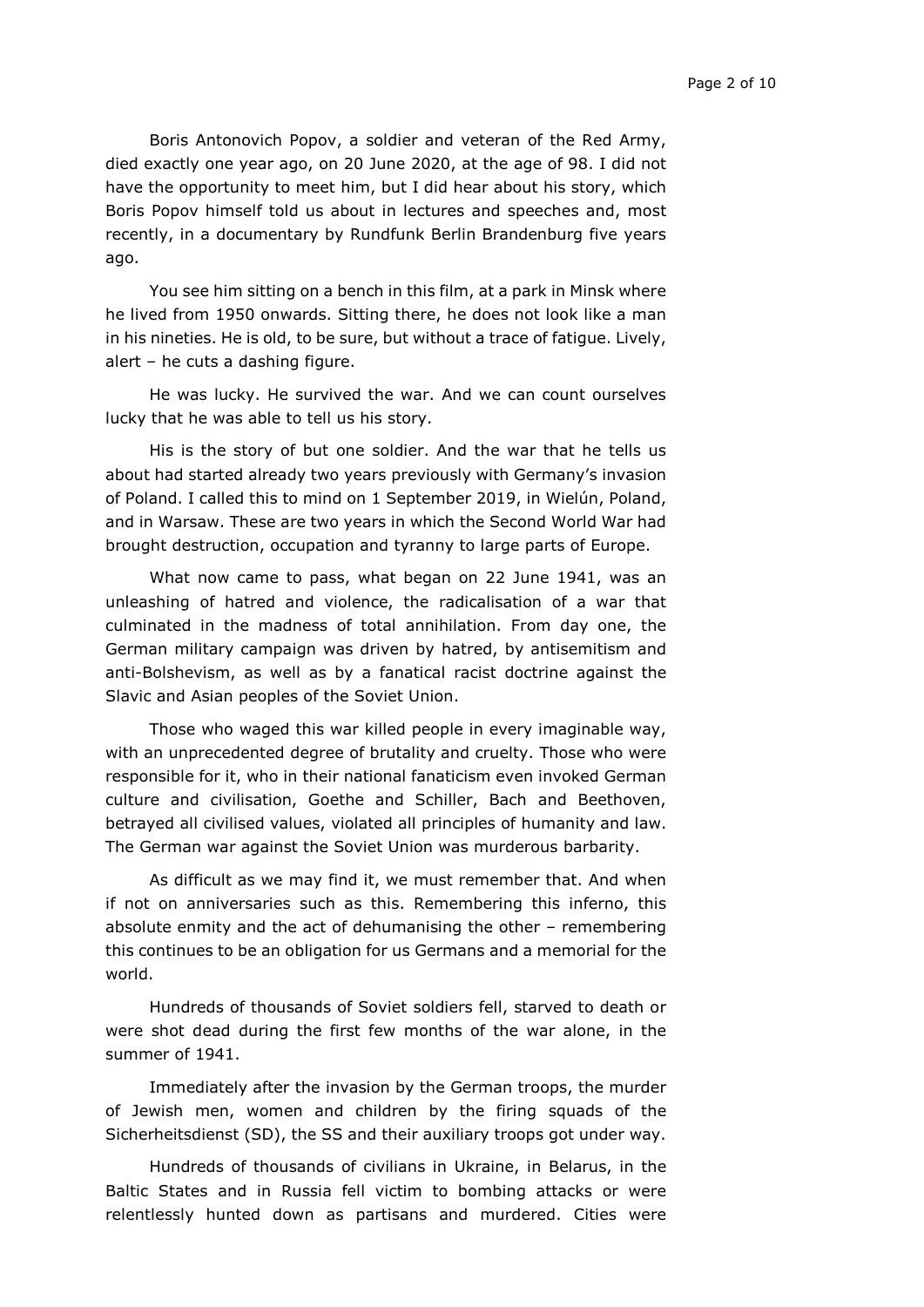Boris Antonovich Popov, a soldier and veteran of the Red Army, died exactly one year ago, on 20 June 2020, at the age of 98. I did not have the opportunity to meet him, but I did hear about his story, which Boris Popov himself told us about in lectures and speeches and, most recently, in a documentary by Rundfunk Berlin Brandenburg five years ago.

You see him sitting on a bench in this film, at a park in Minsk where he lived from 1950 onwards. Sitting there, he does not look like a man in his nineties. He is old, to be sure, but without a trace of fatigue. Lively, alert – he cuts a dashing figure.

He was lucky. He survived the war. And we can count ourselves lucky that he was able to tell us his story.

His is the story of but one soldier. And the war that he tells us about had started already two years previously with Germany's invasion of Poland. I called this to mind on 1 September 2019, in Wielún, Poland, and in Warsaw. These are two years in which the Second World War had brought destruction, occupation and tyranny to large parts of Europe.

What now came to pass, what began on 22 June 1941, was an unleashing of hatred and violence, the radicalisation of a war that culminated in the madness of total annihilation. From day one, the German military campaign was driven by hatred, by antisemitism and anti-Bolshevism, as well as by a fanatical racist doctrine against the Slavic and Asian peoples of the Soviet Union.

Those who waged this war killed people in every imaginable way, with an unprecedented degree of brutality and cruelty. Those who were responsible for it, who in their national fanaticism even invoked German culture and civilisation, Goethe and Schiller, Bach and Beethoven, betrayed all civilised values, violated all principles of humanity and law. The German war against the Soviet Union was murderous barbarity.

As difficult as we may find it, we must remember that. And when if not on anniversaries such as this. Remembering this inferno, this absolute enmity and the act of dehumanising the other – remembering this continues to be an obligation for us Germans and a memorial for the world.

Hundreds of thousands of Soviet soldiers fell, starved to death or were shot dead during the first few months of the war alone, in the summer of 1941.

Immediately after the invasion by the German troops, the murder of Jewish men, women and children by the firing squads of the Sicherheitsdienst (SD), the SS and their auxiliary troops got under way.

Hundreds of thousands of civilians in Ukraine, in Belarus, in the Baltic States and in Russia fell victim to bombing attacks or were relentlessly hunted down as partisans and murdered. Cities were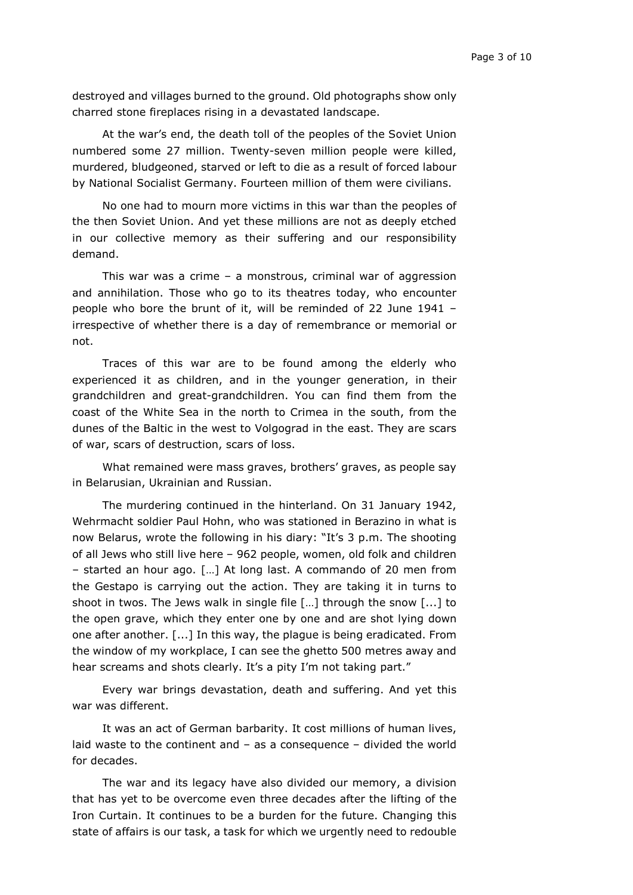destroyed and villages burned to the ground. Old photographs show only charred stone fireplaces rising in a devastated landscape.

At the war's end, the death toll of the peoples of the Soviet Union numbered some 27 million. Twenty-seven million people were killed, murdered, bludgeoned, starved or left to die as a result of forced labour by National Socialist Germany. Fourteen million of them were civilians.

No one had to mourn more victims in this war than the peoples of the then Soviet Union. And yet these millions are not as deeply etched in our collective memory as their suffering and our responsibility demand.

This war was a crime – a monstrous, criminal war of aggression and annihilation. Those who go to its theatres today, who encounter people who bore the brunt of it, will be reminded of 22 June 1941 – irrespective of whether there is a day of remembrance or memorial or not.

Traces of this war are to be found among the elderly who experienced it as children, and in the younger generation, in their grandchildren and great-grandchildren. You can find them from the coast of the White Sea in the north to Crimea in the south, from the dunes of the Baltic in the west to Volgograd in the east. They are scars of war, scars of destruction, scars of loss.

What remained were mass graves, brothers' graves, as people say in Belarusian, Ukrainian and Russian.

The murdering continued in the hinterland. On 31 January 1942, Wehrmacht soldier Paul Hohn, who was stationed in Berazino in what is now Belarus, wrote the following in his diary: "It's 3 p.m. The shooting of all Jews who still live here – 962 people, women, old folk and children – started an hour ago. […] At long last. A commando of 20 men from the Gestapo is carrying out the action. They are taking it in turns to shoot in twos. The Jews walk in single file […] through the snow [...] to the open grave, which they enter one by one and are shot lying down one after another. [...] In this way, the plague is being eradicated. From the window of my workplace, I can see the ghetto 500 metres away and hear screams and shots clearly. It's a pity I'm not taking part."

Every war brings devastation, death and suffering. And yet this war was different.

It was an act of German barbarity. It cost millions of human lives, laid waste to the continent and – as a consequence – divided the world for decades.

The war and its legacy have also divided our memory, a division that has yet to be overcome even three decades after the lifting of the Iron Curtain. It continues to be a burden for the future. Changing this state of affairs is our task, a task for which we urgently need to redouble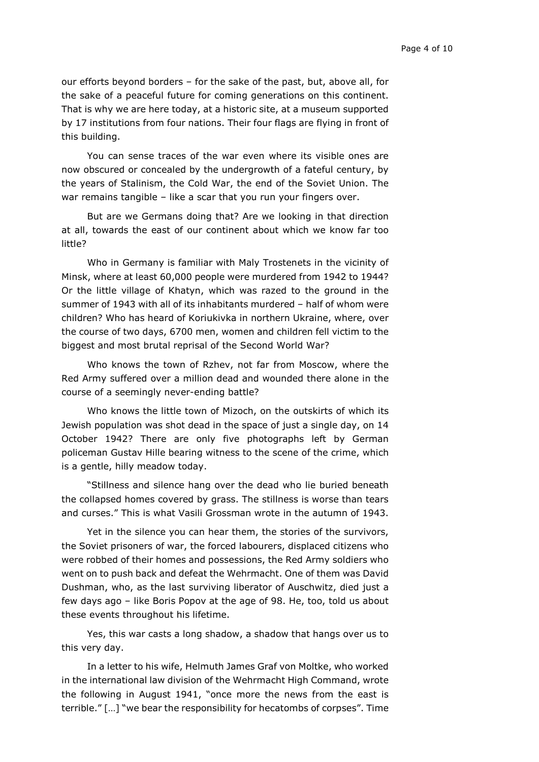our efforts beyond borders – for the sake of the past, but, above all, for the sake of a peaceful future for coming generations on this continent. That is why we are here today, at a historic site, at a museum supported by 17 institutions from four nations. Their four flags are flying in front of this building.

You can sense traces of the war even where its visible ones are now obscured or concealed by the undergrowth of a fateful century, by the years of Stalinism, the Cold War, the end of the Soviet Union. The war remains tangible – like a scar that you run your fingers over.

But are we Germans doing that? Are we looking in that direction at all, towards the east of our continent about which we know far too little?

Who in Germany is familiar with Maly Trostenets in the vicinity of Minsk, where at least 60,000 people were murdered from 1942 to 1944? Or the little village of Khatyn, which was razed to the ground in the summer of 1943 with all of its inhabitants murdered – half of whom were children? Who has heard of Koriukivka in northern Ukraine, where, over the course of two days, 6700 men, women and children fell victim to the biggest and most brutal reprisal of the Second World War?

Who knows the town of Rzhev, not far from Moscow, where the Red Army suffered over a million dead and wounded there alone in the course of a seemingly never-ending battle?

Who knows the little town of Mizoch, on the outskirts of which its Jewish population was shot dead in the space of just a single day, on 14 October 1942? There are only five photographs left by German policeman Gustav Hille bearing witness to the scene of the crime, which is a gentle, hilly meadow today.

"Stillness and silence hang over the dead who lie buried beneath the collapsed homes covered by grass. The stillness is worse than tears and curses." This is what Vasili Grossman wrote in the autumn of 1943.

Yet in the silence you can hear them, the stories of the survivors, the Soviet prisoners of war, the forced labourers, displaced citizens who were robbed of their homes and possessions, the Red Army soldiers who went on to push back and defeat the Wehrmacht. One of them was David Dushman, who, as the last surviving liberator of Auschwitz, died just a few days ago – like Boris Popov at the age of 98. He, too, told us about these events throughout his lifetime.

Yes, this war casts a long shadow, a shadow that hangs over us to this very day.

In a letter to his wife, Helmuth James Graf von Moltke, who worked in the international law division of the Wehrmacht High Command, wrote the following in August 1941, "once more the news from the east is terrible." […] "we bear the responsibility for hecatombs of corpses". Time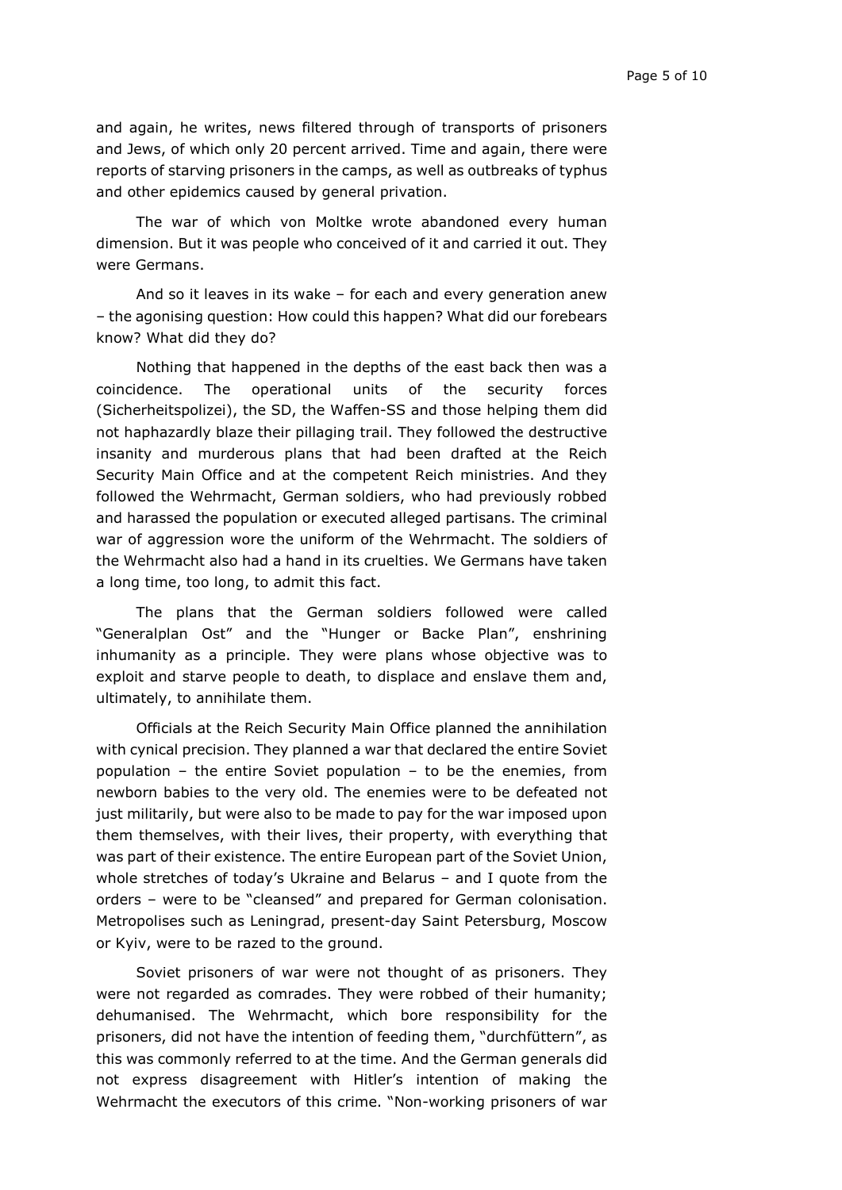and again, he writes, news filtered through of transports of prisoners and Jews, of which only 20 percent arrived. Time and again, there were reports of starving prisoners in the camps, as well as outbreaks of typhus and other epidemics caused by general privation.

The war of which von Moltke wrote abandoned every human dimension. But it was people who conceived of it and carried it out. They were Germans.

And so it leaves in its wake – for each and every generation anew – the agonising question: How could this happen? What did our forebears know? What did they do?

Nothing that happened in the depths of the east back then was a coincidence. The operational units of the security forces (Sicherheitspolizei), the SD, the Waffen-SS and those helping them did not haphazardly blaze their pillaging trail. They followed the destructive insanity and murderous plans that had been drafted at the Reich Security Main Office and at the competent Reich ministries. And they followed the Wehrmacht, German soldiers, who had previously robbed and harassed the population or executed alleged partisans. The criminal war of aggression wore the uniform of the Wehrmacht. The soldiers of the Wehrmacht also had a hand in its cruelties. We Germans have taken a long time, too long, to admit this fact.

The plans that the German soldiers followed were called "Generalplan Ost" and the "Hunger or Backe Plan", enshrining inhumanity as a principle. They were plans whose objective was to exploit and starve people to death, to displace and enslave them and, ultimately, to annihilate them.

Officials at the Reich Security Main Office planned the annihilation with cynical precision. They planned a war that declared the entire Soviet population – the entire Soviet population – to be the enemies, from newborn babies to the very old. The enemies were to be defeated not just militarily, but were also to be made to pay for the war imposed upon them themselves, with their lives, their property, with everything that was part of their existence. The entire European part of the Soviet Union, whole stretches of today's Ukraine and Belarus – and I quote from the orders – were to be "cleansed" and prepared for German colonisation. Metropolises such as Leningrad, present-day Saint Petersburg, Moscow or Kyiv, were to be razed to the ground.

Soviet prisoners of war were not thought of as prisoners. They were not regarded as comrades. They were robbed of their humanity; dehumanised. The Wehrmacht, which bore responsibility for the prisoners, did not have the intention of feeding them, "durchfüttern", as this was commonly referred to at the time. And the German generals did not express disagreement with Hitler's intention of making the Wehrmacht the executors of this crime. "Non-working prisoners of war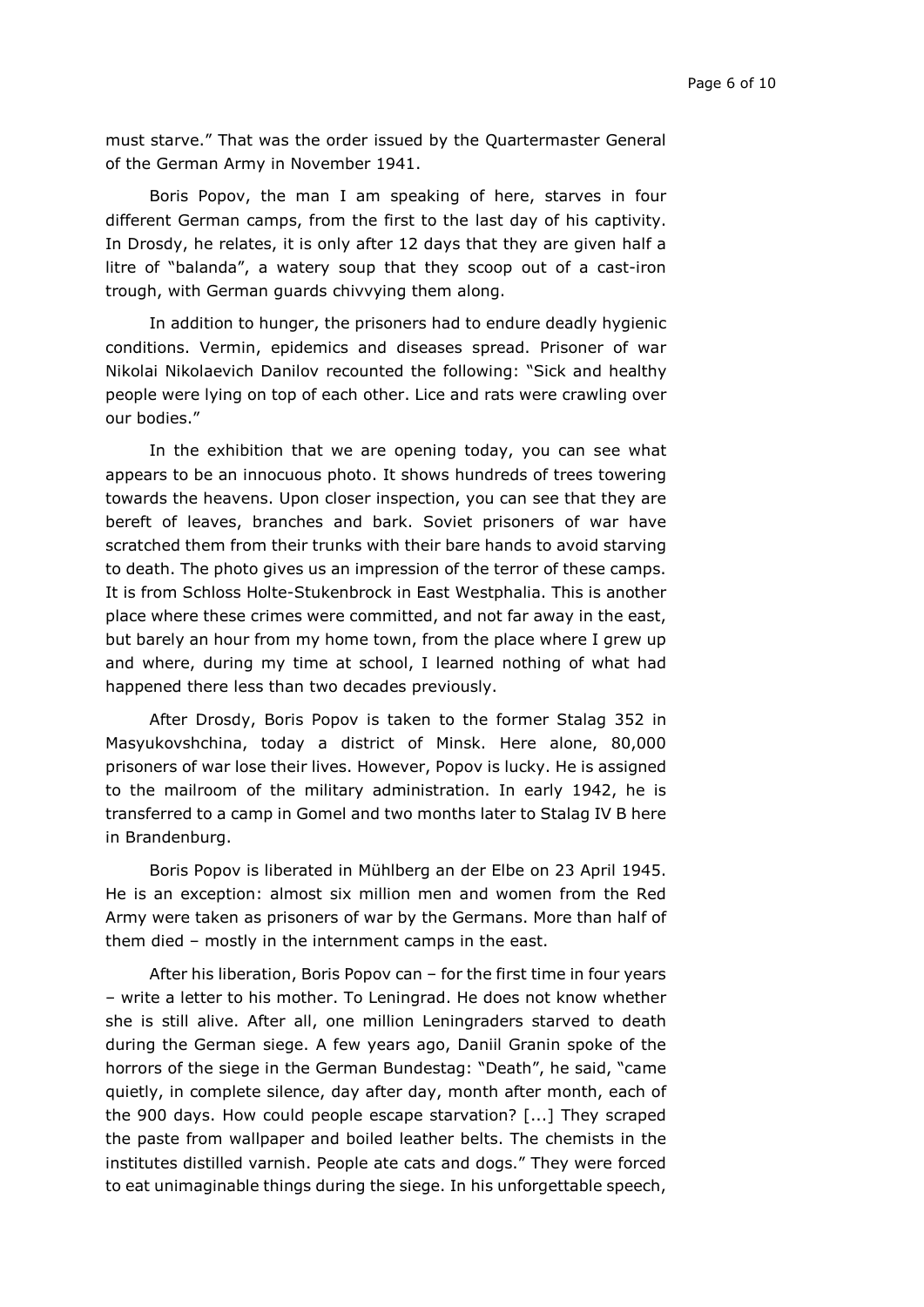must starve." That was the order issued by the Quartermaster General of the German Army in November 1941.

Boris Popov, the man I am speaking of here, starves in four different German camps, from the first to the last day of his captivity. In Drosdy, he relates, it is only after 12 days that they are given half a litre of "balanda", a watery soup that they scoop out of a cast-iron trough, with German guards chivvying them along.

In addition to hunger, the prisoners had to endure deadly hygienic conditions. Vermin, epidemics and diseases spread. Prisoner of war Nikolai Nikolaevich Danilov recounted the following: "Sick and healthy people were lying on top of each other. Lice and rats were crawling over our bodies."

In the exhibition that we are opening today, you can see what appears to be an innocuous photo. It shows hundreds of trees towering towards the heavens. Upon closer inspection, you can see that they are bereft of leaves, branches and bark. Soviet prisoners of war have scratched them from their trunks with their bare hands to avoid starving to death. The photo gives us an impression of the terror of these camps. It is from Schloss Holte-Stukenbrock in East Westphalia. This is another place where these crimes were committed, and not far away in the east, but barely an hour from my home town, from the place where I grew up and where, during my time at school, I learned nothing of what had happened there less than two decades previously.

After Drosdy, Boris Popov is taken to the former Stalag 352 in Masyukovshchina, today a district of Minsk. Here alone, 80,000 prisoners of war lose their lives. However, Popov is lucky. He is assigned to the mailroom of the military administration. In early 1942, he is transferred to a camp in Gomel and two months later to Stalag IV B here in Brandenburg.

Boris Popov is liberated in Mühlberg an der Elbe on 23 April 1945. He is an exception: almost six million men and women from the Red Army were taken as prisoners of war by the Germans. More than half of them died – mostly in the internment camps in the east.

After his liberation, Boris Popov can – for the first time in four years – write a letter to his mother. To Leningrad. He does not know whether she is still alive. After all, one million Leningraders starved to death during the German siege. A few years ago, Daniil Granin spoke of the horrors of the siege in the German Bundestag: "Death", he said, "came quietly, in complete silence, day after day, month after month, each of the 900 days. How could people escape starvation? [...] They scraped the paste from wallpaper and boiled leather belts. The chemists in the institutes distilled varnish. People ate cats and dogs." They were forced to eat unimaginable things during the siege. In his unforgettable speech,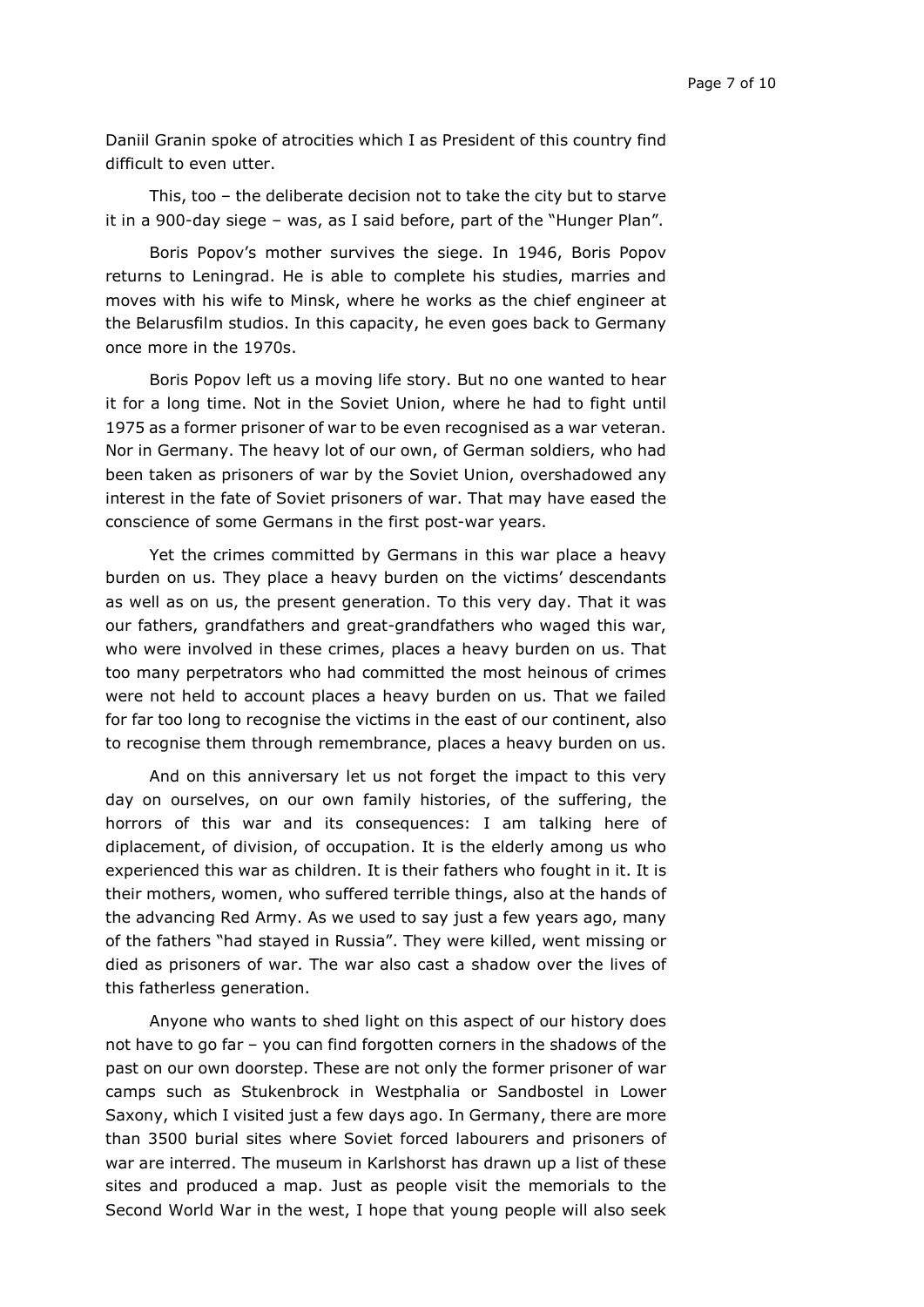Daniil Granin spoke of atrocities which I as President of this country find difficult to even utter.

This, too – the deliberate decision not to take the city but to starve it in a 900-day siege – was, as I said before, part of the "Hunger Plan".

Boris Popov's mother survives the siege. In 1946, Boris Popov returns to Leningrad. He is able to complete his studies, marries and moves with his wife to Minsk, where he works as the chief engineer at the Belarusfilm studios. In this capacity, he even goes back to Germany once more in the 1970s.

Boris Popov left us a moving life story. But no one wanted to hear it for a long time. Not in the Soviet Union, where he had to fight until 1975 as a former prisoner of war to be even recognised as a war veteran. Nor in Germany. The heavy lot of our own, of German soldiers, who had been taken as prisoners of war by the Soviet Union, overshadowed any interest in the fate of Soviet prisoners of war. That may have eased the conscience of some Germans in the first post-war years.

Yet the crimes committed by Germans in this war place a heavy burden on us. They place a heavy burden on the victims' descendants as well as on us, the present generation. To this very day. That it was our fathers, grandfathers and great-grandfathers who waged this war, who were involved in these crimes, places a heavy burden on us. That too many perpetrators who had committed the most heinous of crimes were not held to account places a heavy burden on us. That we failed for far too long to recognise the victims in the east of our continent, also to recognise them through remembrance, places a heavy burden on us.

And on this anniversary let us not forget the impact to this very day on ourselves, on our own family histories, of the suffering, the horrors of this war and its consequences: I am talking here of diplacement, of division, of occupation. It is the elderly among us who experienced this war as children. It is their fathers who fought in it. It is their mothers, women, who suffered terrible things, also at the hands of the advancing Red Army. As we used to say just a few years ago, many of the fathers "had stayed in Russia". They were killed, went missing or died as prisoners of war. The war also cast a shadow over the lives of this fatherless generation.

Anyone who wants to shed light on this aspect of our history does not have to go far – you can find forgotten corners in the shadows of the past on our own doorstep. These are not only the former prisoner of war camps such as Stukenbrock in Westphalia or Sandbostel in Lower Saxony, which I visited just a few days ago. In Germany, there are more than 3500 burial sites where Soviet forced labourers and prisoners of war are interred. The museum in Karlshorst has drawn up a list of these sites and produced a map. Just as people visit the memorials to the Second World War in the west, I hope that young people will also seek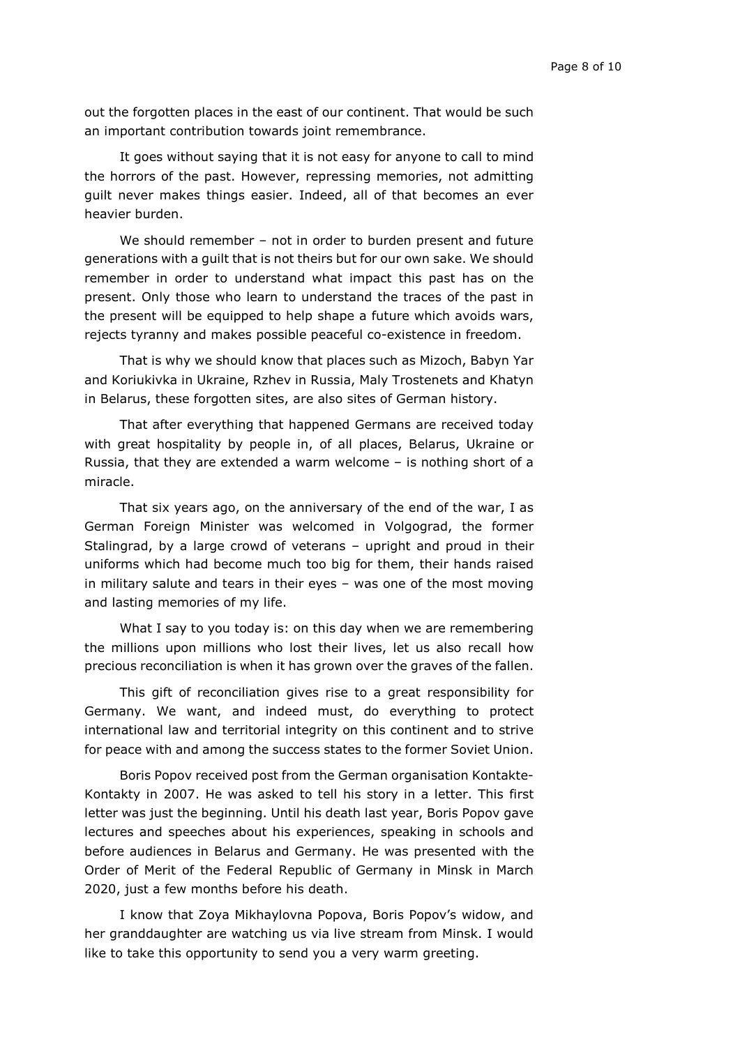out the forgotten places in the east of our continent. That would be such an important contribution towards joint remembrance.

It goes without saying that it is not easy for anyone to call to mind the horrors of the past. However, repressing memories, not admitting guilt never makes things easier. Indeed, all of that becomes an ever heavier burden.

We should remember – not in order to burden present and future generations with a guilt that is not theirs but for our own sake. We should remember in order to understand what impact this past has on the present. Only those who learn to understand the traces of the past in the present will be equipped to help shape a future which avoids wars, rejects tyranny and makes possible peaceful co-existence in freedom.

That is why we should know that places such as Mizoch, Babyn Yar and Koriukivka in Ukraine, Rzhev in Russia, Maly Trostenets and Khatyn in Belarus, these forgotten sites, are also sites of German history.

That after everything that happened Germans are received today with great hospitality by people in, of all places, Belarus, Ukraine or Russia, that they are extended a warm welcome – is nothing short of a miracle.

That six years ago, on the anniversary of the end of the war, I as German Foreign Minister was welcomed in Volgograd, the former Stalingrad, by a large crowd of veterans – upright and proud in their uniforms which had become much too big for them, their hands raised in military salute and tears in their eyes – was one of the most moving and lasting memories of my life.

What I say to you today is: on this day when we are remembering the millions upon millions who lost their lives, let us also recall how precious reconciliation is when it has grown over the graves of the fallen.

This gift of reconciliation gives rise to a great responsibility for Germany. We want, and indeed must, do everything to protect international law and territorial integrity on this continent and to strive for peace with and among the success states to the former Soviet Union.

Boris Popov received post from the German organisation Kontakte-Kontakty in 2007. He was asked to tell his story in a letter. This first letter was just the beginning. Until his death last year, Boris Popov gave lectures and speeches about his experiences, speaking in schools and before audiences in Belarus and Germany. He was presented with the Order of Merit of the Federal Republic of Germany in Minsk in March 2020, just a few months before his death.

I know that Zoya Mikhaylovna Popova, Boris Popov's widow, and her granddaughter are watching us via live stream from Minsk. I would like to take this opportunity to send you a very warm greeting.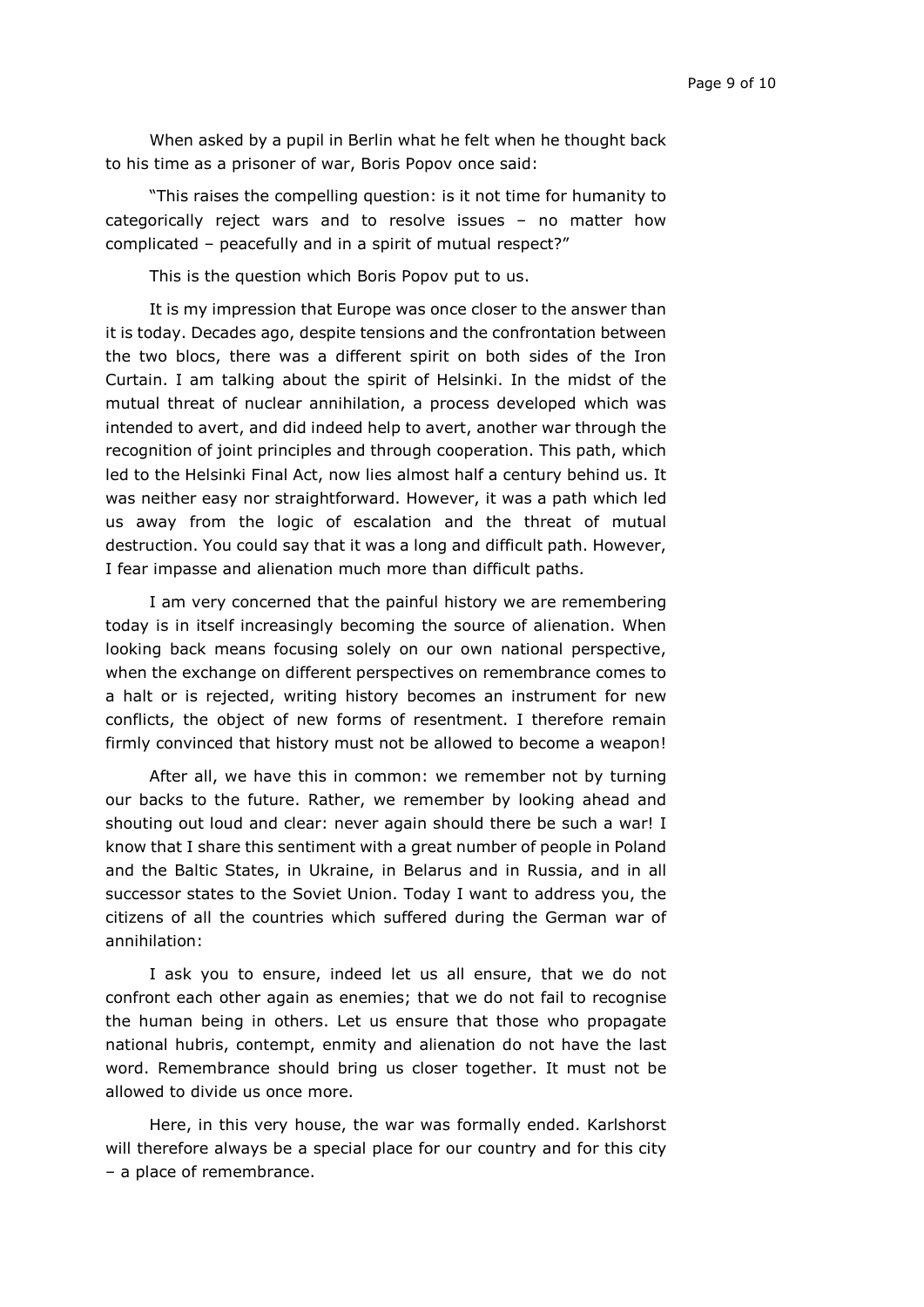When asked by a pupil in Berlin what he felt when he thought back to his time as a prisoner of war, Boris Popov once said:

"This raises the compelling question: is it not time for humanity to categorically reject wars and to resolve issues – no matter how complicated – peacefully and in a spirit of mutual respect?"

This is the question which Boris Popov put to us.

It is my impression that Europe was once closer to the answer than it is today. Decades ago, despite tensions and the confrontation between the two blocs, there was a different spirit on both sides of the Iron Curtain. I am talking about the spirit of Helsinki. In the midst of the mutual threat of nuclear annihilation, a process developed which was intended to avert, and did indeed help to avert, another war through the recognition of joint principles and through cooperation. This path, which led to the Helsinki Final Act, now lies almost half a century behind us. It was neither easy nor straightforward. However, it was a path which led us away from the logic of escalation and the threat of mutual destruction. You could say that it was a long and difficult path. However, I fear impasse and alienation much more than difficult paths.

I am very concerned that the painful history we are remembering today is in itself increasingly becoming the source of alienation. When looking back means focusing solely on our own national perspective, when the exchange on different perspectives on remembrance comes to a halt or is rejected, writing history becomes an instrument for new conflicts, the object of new forms of resentment. I therefore remain firmly convinced that history must not be allowed to become a weapon!

After all, we have this in common: we remember not by turning our backs to the future. Rather, we remember by looking ahead and shouting out loud and clear: never again should there be such a war! I know that I share this sentiment with a great number of people in Poland and the Baltic States, in Ukraine, in Belarus and in Russia, and in all successor states to the Soviet Union. Today I want to address you, the citizens of all the countries which suffered during the German war of annihilation:

I ask you to ensure, indeed let us all ensure, that we do not confront each other again as enemies; that we do not fail to recognise the human being in others. Let us ensure that those who propagate national hubris, contempt, enmity and alienation do not have the last word. Remembrance should bring us closer together. It must not be allowed to divide us once more.

Here, in this very house, the war was formally ended. Karlshorst will therefore always be a special place for our country and for this city – a place of remembrance.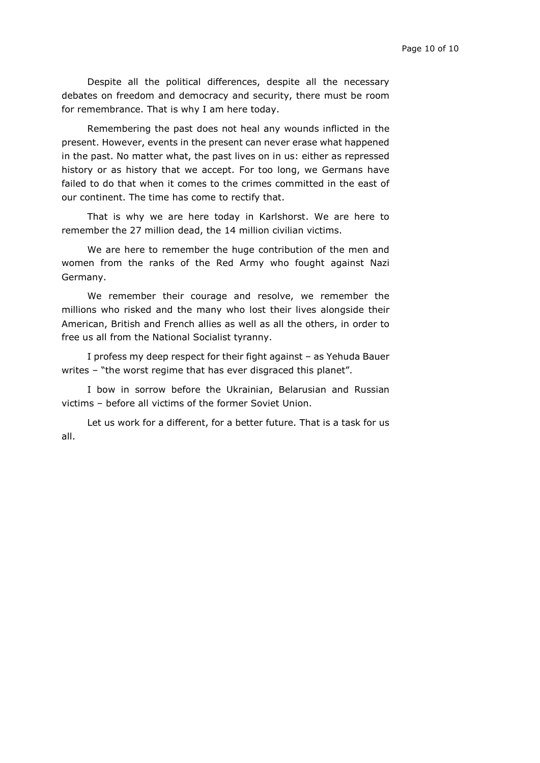Despite all the political differences, despite all the necessary debates on freedom and democracy and security, there must be room for remembrance. That is why I am here today.

Remembering the past does not heal any wounds inflicted in the present. However, events in the present can never erase what happened in the past. No matter what, the past lives on in us: either as repressed history or as history that we accept. For too long, we Germans have failed to do that when it comes to the crimes committed in the east of our continent. The time has come to rectify that.

That is why we are here today in Karlshorst. We are here to remember the 27 million dead, the 14 million civilian victims.

We are here to remember the huge contribution of the men and women from the ranks of the Red Army who fought against Nazi Germany.

We remember their courage and resolve, we remember the millions who risked and the many who lost their lives alongside their American, British and French allies as well as all the others, in order to free us all from the National Socialist tyranny.

I profess my deep respect for their fight against – as Yehuda Bauer writes – "the worst regime that has ever disgraced this planet".

I bow in sorrow before the Ukrainian, Belarusian and Russian victims – before all victims of the former Soviet Union.

Let us work for a different, for a better future. That is a task for us all.